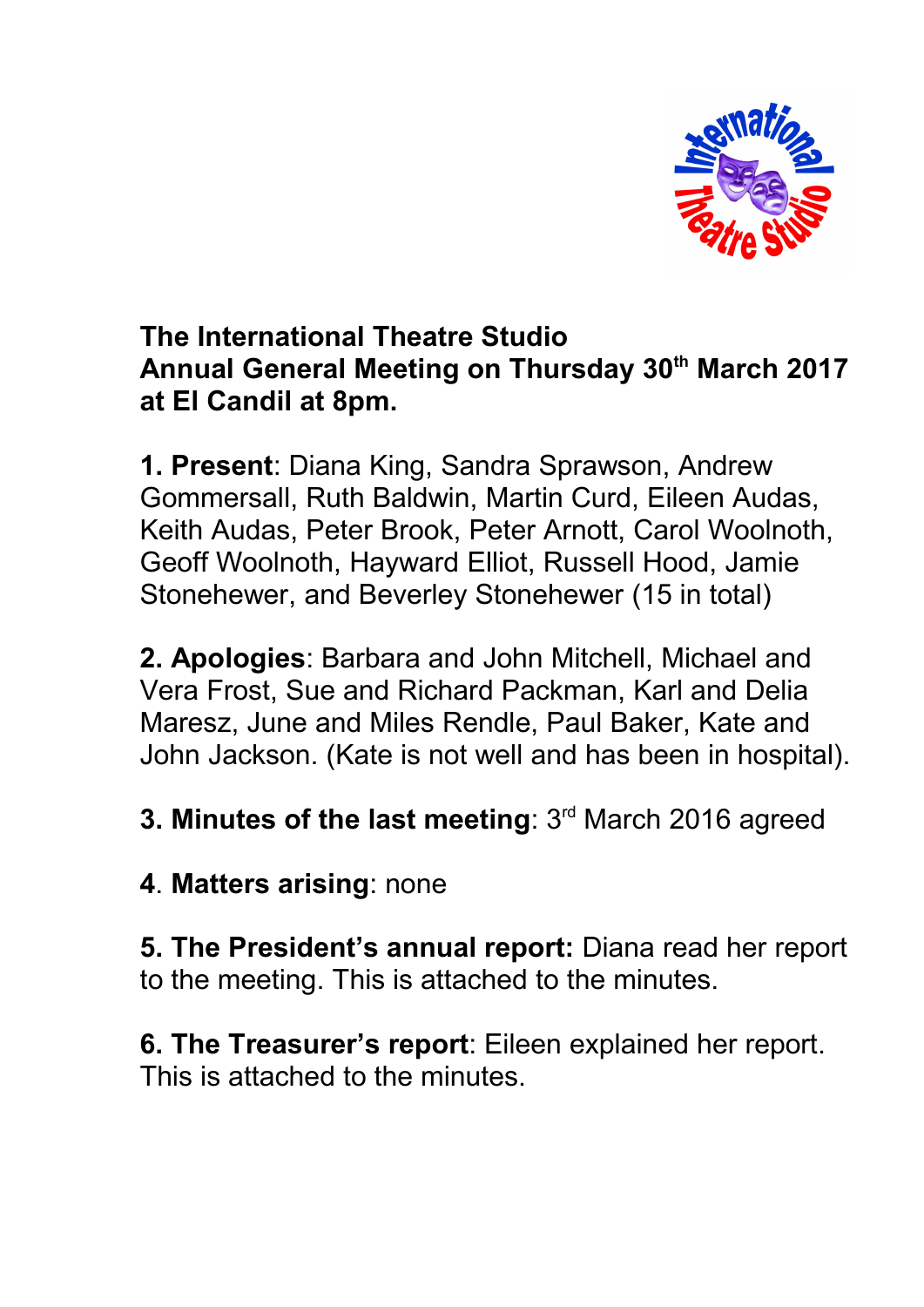**The International Theatre Studio**
**Annual General Meeting on Thursday 30th March 2017 at El Candil at 8pm.**

**1. Present**: Diana King, Sandra Sprawson, Andrew Gommersall, Ruth Baldwin, Martin Curd, Eileen Audas, Keith Audas, Peter Brook, Peter Arnott, Carol Woolnoth, Geoff Woolnoth, Hayward Elliot, Russell Hood, Jamie Stonehewer, and Beverley Stonehewer (15 in total)

**2. Apologies**: Barbara and John Mitchell, Michael and Vera Frost, Sue and Richard Packman, Karl and Delia Maresz, June and Miles Rendle, Paul Baker, Kate and John Jackson. (Kate is not well and has been in hospital).

**3. Minutes of the last meeting**: 3rd March 2016 agreed

**4**. **Matters arising**: none

**5. The President's annual report:** Diana read her report to the meeting. This is attached to the minutes.

**6. The Treasurer's report**: Eileen explained her report. This is attached to the minutes.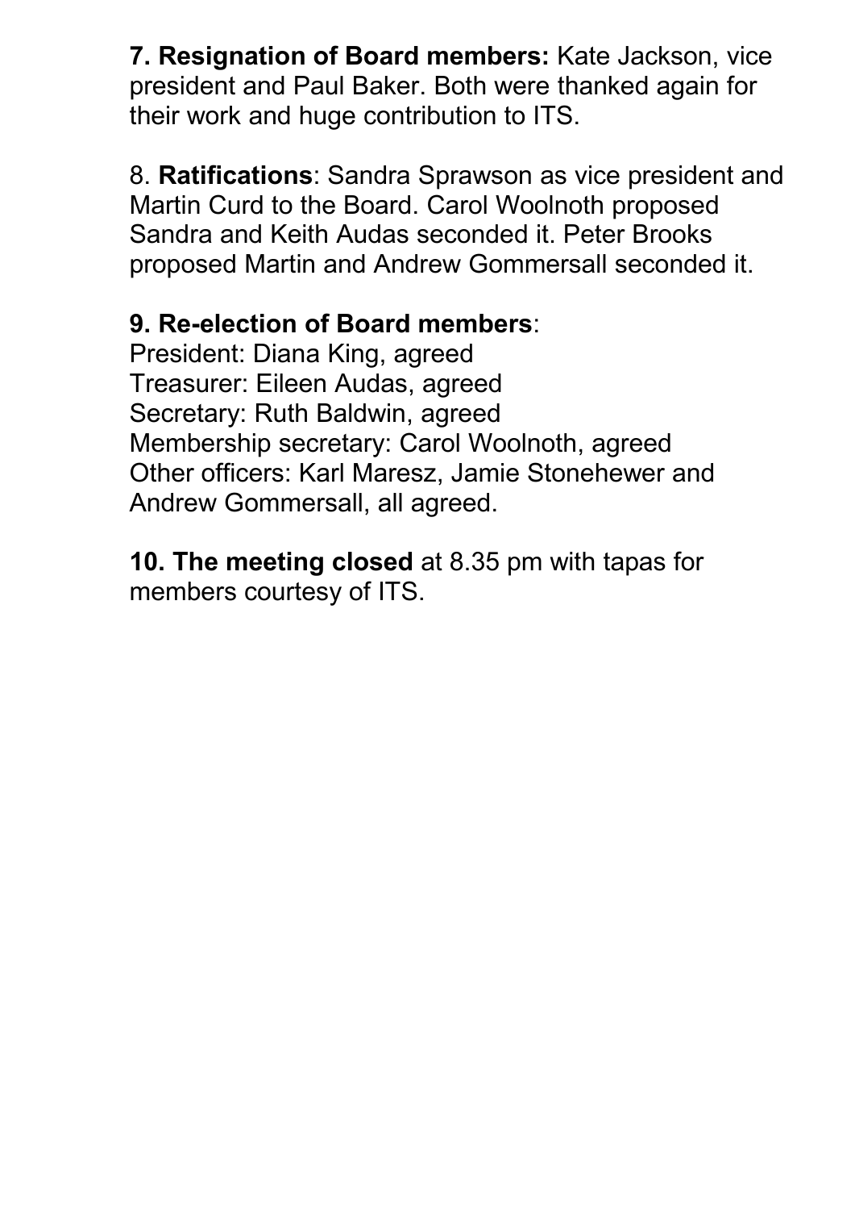**7. Resignation of Board members:** Kate Jackson, vice president and Paul Baker. Both were thanked again for their work and huge contribution to ITS.

8. **Ratifications**: Sandra Sprawson as vice president and Martin Curd to the Board. Carol Woolnoth proposed Sandra and Keith Audas seconded it. Peter Brooks proposed Martin and Andrew Gommersall seconded it.

**9. Re-election of Board members**:
President: Diana King, agreed
Treasurer: Eileen Audas, agreed
Secretary: Ruth Baldwin, agreed
Membership secretary: Carol Woolnoth, agreed
Other officers: Karl Maresz, Jamie Stonehewer and Andrew Gommersall, all agreed.

**10. The meeting closed** at 8.35 pm with tapas for members courtesy of ITS.